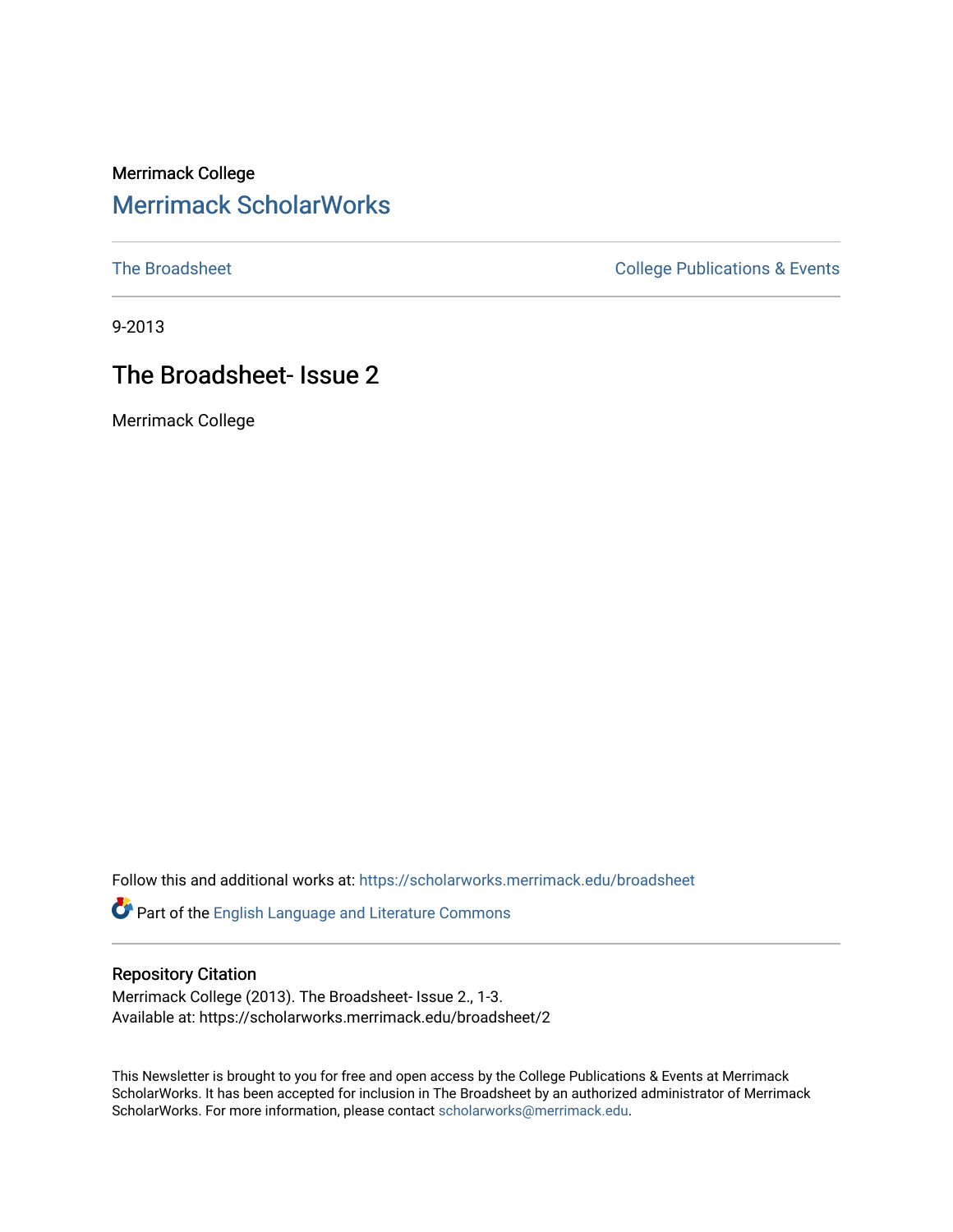Merrimack College

# Merrimack ScholarWorks

The Broadsheet | College Publications & Events

9-2013

## The Broadsheet- Issue 2

Merrimack College

Follow this and additional works at: https://scholarworks.merrimack.edu/broadsheet

Part of the English Language and Literature Commons

### Repository Citation

Merrimack College (2013). The Broadsheet- Issue 2., 1-3.
Available at: https://scholarworks.merrimack.edu/broadsheet/2

This Newsletter is brought to you for free and open access by the College Publications & Events at Merrimack ScholarWorks. It has been accepted for inclusion in The Broadsheet by an authorized administrator of Merrimack ScholarWorks. For more information, please contact scholarworks@merrimack.edu.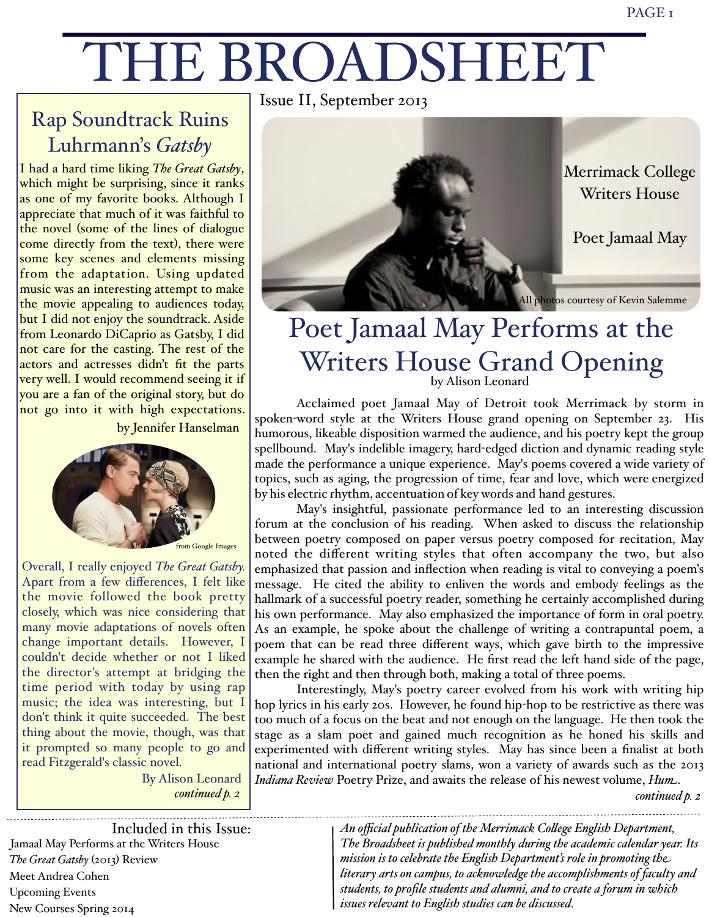# THE BROADSHEET

Issue II, September 2013

## Rap Soundtrack Ruins Luhrmann's *Gatsby*

I had a hard time liking *The Great Gatsby*, which might be surprising, since it ranks as one of my favorite books. Although I appreciate that much of it was faithful to the novel (some of the lines of dialogue come directly from the text), there were some key scenes and elements missing from the adaptation. Using updated music was an interesting attempt to make the movie appealing to audiences today, but I did not enjoy the soundtrack. Aside from Leonardo DiCaprio as Gatsby, I did not care for the casting. The rest of the actors and actresses didn't fit the parts very well. I would recommend seeing it if you are a fan of the original story, but do not go into it with high expectations.

by Jennifer Hanselman

from Google Images

Overall, I really enjoyed *The Great Gatsby.* Apart from a few differences, I felt like the movie followed the book pretty closely, which was nice considering that many movie adaptations of novels often change important details. However, I couldn't decide whether or not I liked the director's attempt at bridging the time period with today by using rap music; the idea was interesting, but I don't think it quite succeeded. The best thing about the movie, though, was that it prompted so many people to go and read Fitzgerald's classic novel.

By Alison Leonard

*continued p. 2*

Merrimack College Writers House

Poet Jamaal May

All photos courtesy of Kevin Salemme

## Poet Jamaal May Performs at the Writers House Grand Opening

by Alison Leonard

Acclaimed poet Jamaal May of Detroit took Merrimack by storm in spoken-word style at the Writers House grand opening on September 23. His humorous, likeable disposition warmed the audience, and his poetry kept the group spellbound. May's indelible imagery, hard-edged diction and dynamic reading style made the performance a unique experience. May's poems covered a wide variety of topics, such as aging, the progression of time, fear and love, which were energized by his electric rhythm, accentuation of key words and hand gestures.

May's insightful, passionate performance led to an interesting discussion forum at the conclusion of his reading. When asked to discuss the relationship between poetry composed on paper versus poetry composed for recitation, May noted the different writing styles that often accompany the two, but also emphasized that passion and inflection when reading is vital to conveying a poem's message. He cited the ability to enliven the words and embody feelings as the hallmark of a successful poetry reader, something he certainly accomplished during his own performance. May also emphasized the importance of form in oral poetry. As an example, he spoke about the challenge of writing a contrapuntal poem, a poem that can be read three different ways, which gave birth to the impressive example he shared with the audience. He first read the left hand side of the page, then the right and then through both, making a total of three poems.

Interestingly, May's poetry career evolved from his work with writing hip hop lyrics in his early 20s. However, he found hip-hop to be restrictive as there was too much of a focus on the beat and not enough on the language. He then took the stage as a slam poet and gained much recognition as he honed his skills and experimented with different writing styles. May has since been a finalist at both national and international poetry slams, won a variety of awards such as the 2013 *Indiana Review* Poetry Prize, and awaits the release of his newest volume, *Hum*.

*continued p. 2*

---

Included in this Issue:

- Jamaal May Performs at the Writers House
- *The Great Gatsby* (2013) Review
- Meet Andrea Cohen
- Upcoming Events
- New Courses Spring 2014

*An official publication of the Merrimack College English Department, The Broadsheet is published monthly during the academic calendar year. Its mission is to celebrate the English Department's role in promoting the literary arts on campus, to acknowledge the accomplishments of faculty and students, to profile students and alumni, and to create a forum in which issues relevant to English studies can be discussed.*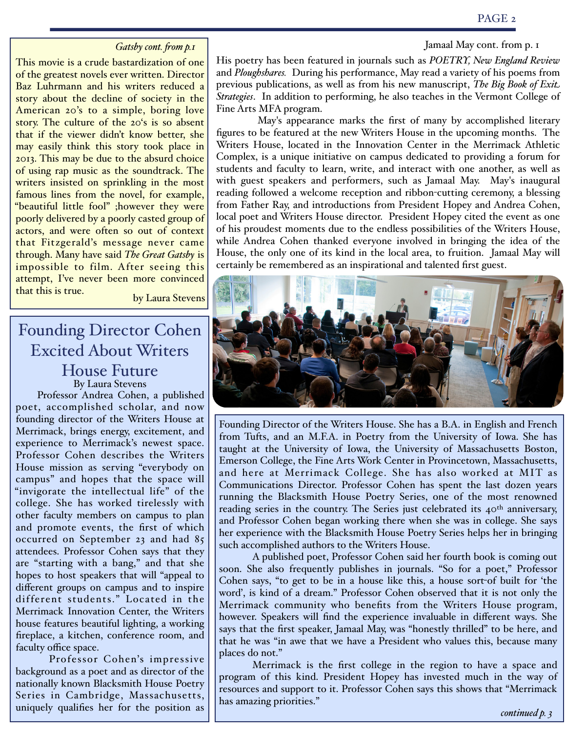*Gatsby cont. from p.1*

This movie is a crude bastardization of one of the greatest novels ever written. Director Baz Luhrmann and his writers reduced a story about the decline of society in the American 20's to a simple, boring love story. The culture of the 20's is so absent that if the viewer didn't know better, she may easily think this story took place in 2013. This may be due to the absurd choice of using rap music as the soundtrack. The writers insisted on sprinkling in the most famous lines from the novel, for example, "beautiful little fool" ;however they were poorly delivered by a poorly casted group of actors, and were often so out of context that Fitzgerald's message never came through. Many have said *The Great Gatsby* is impossible to film. After seeing this attempt, I've never been more convinced that this is true.

by Laura Stevens

Jamaal May cont. from p. 1

His poetry has been featured in journals such as *POETRY, New England Review* and *Ploughshares.* During his performance, May read a variety of his poems from previous publications, as well as from his new manuscript, *The Big Book of Exit Strategies*. In addition to performing, he also teaches in the Vermont College of Fine Arts MFA program.

May's appearance marks the first of many by accomplished literary figures to be featured at the new Writers House in the upcoming months. The Writers House, located in the Innovation Center in the Merrimack Athletic Complex, is a unique initiative on campus dedicated to providing a forum for students and faculty to learn, write, and interact with one another, as well as with guest speakers and performers, such as Jamaal May. May's inaugural reading followed a welcome reception and ribbon-cutting ceremony, a blessing from Father Ray, and introductions from President Hopey and Andrea Cohen, local poet and Writers House director. President Hopey cited the event as one of his proudest moments due to the endless possibilities of the Writers House, while Andrea Cohen thanked everyone involved in bringing the idea of the House, the only one of its kind in the local area, to fruition. Jamaal May will certainly be remembered as an inspirational and talented first guest.

## Founding Director Cohen Excited About Writers House Future

By Laura Stevens

Professor Andrea Cohen, a published poet, accomplished scholar, and now founding director of the Writers House at Merrimack, brings energy, excitement, and experience to Merrimack's newest space. Professor Cohen describes the Writers House mission as serving "everybody on campus" and hopes that the space will "invigorate the intellectual life" of the college. She has worked tirelessly with other faculty members on campus to plan and promote events, the first of which occurred on September 23 and had 85 attendees. Professor Cohen says that they are "starting with a bang," and that she hopes to host speakers that will "appeal to different groups on campus and to inspire different students." Located in the Merrimack Innovation Center, the Writers house features beautiful lighting, a working fireplace, a kitchen, conference room, and faculty office space.

Professor Cohen's impressive background as a poet and as director of the nationally known Blacksmith House Poetry Series in Cambridge, Massachusetts, uniquely qualifies her for the position as Founding Director of the Writers House. She has a B.A. in English and French from Tufts, and an M.F.A. in Poetry from the University of Iowa. She has taught at the University of Iowa, the University of Massachusetts Boston, Emerson College, the Fine Arts Work Center in Provincetown, Massachusetts, and here at Merrimack College. She has also worked at MIT as Communications Director. Professor Cohen has spent the last dozen years running the Blacksmith House Poetry Series, one of the most renowned reading series in the country. The Series just celebrated its 40th anniversary, and Professor Cohen began working there when she was in college. She says her experience with the Blacksmith House Poetry Series helps her in bringing such accomplished authors to the Writers House.

A published poet, Professor Cohen said her fourth book is coming out soon. She also frequently publishes in journals. "So for a poet," Professor Cohen says, "to get to be in a house like this, a house sort-of built for 'the word', is kind of a dream." Professor Cohen observed that it is not only the Merrimack community who benefits from the Writers House program, however. Speakers will find the experience invaluable in different ways. She says that the first speaker, Jamaal May, was "honestly thrilled" to be here, and that he was "in awe that we have a President who values this, because many places do not."

Merrimack is the first college in the region to have a space and program of this kind. President Hopey has invested much in the way of resources and support to it. Professor Cohen says this shows that "Merrimack has amazing priorities."

*continued p. 3*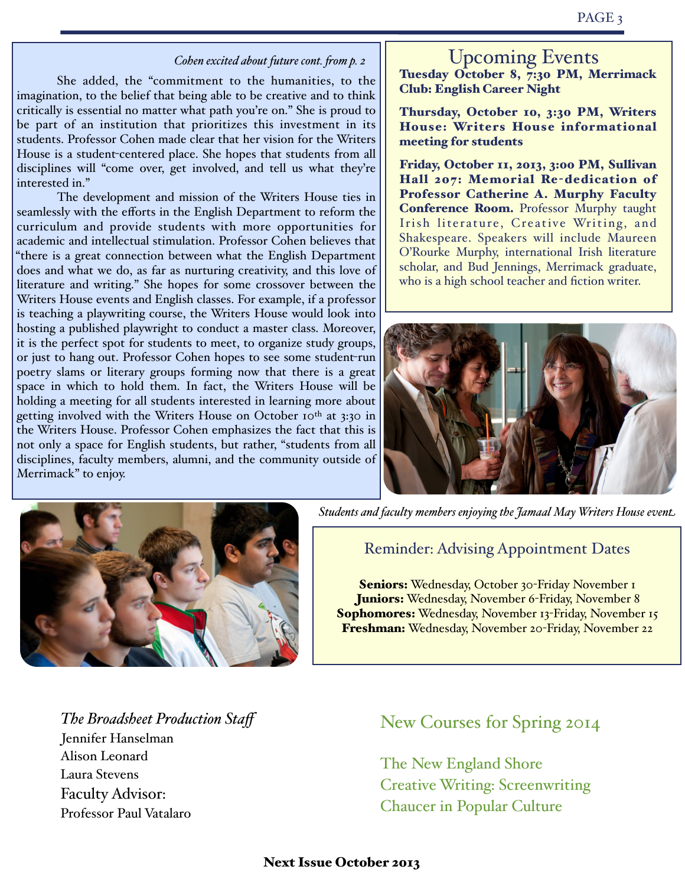*Cohen excited about future cont. from p. 2*

She added, the "commitment to the humanities, to the imagination, to the belief that being able to be creative and to think critically is essential no matter what path you're on." She is proud to be part of an institution that prioritizes this investment in its students. Professor Cohen made clear that her vision for the Writers House is a student-centered place. She hopes that students from all disciplines will "come over, get involved, and tell us what they're interested in."

The development and mission of the Writers House ties in seamlessly with the efforts in the English Department to reform the curriculum and provide students with more opportunities for academic and intellectual stimulation. Professor Cohen believes that "there is a great connection between what the English Department does and what we do, as far as nurturing creativity, and this love of literature and writing." She hopes for some crossover between the Writers House events and English classes. For example, if a professor is teaching a playwriting course, the Writers House would look into hosting a published playwright to conduct a master class. Moreover, it is the perfect spot for students to meet, to organize study groups, or just to hang out. Professor Cohen hopes to see some student-run poetry slams or literary groups forming now that there is a great space in which to hold them. In fact, the Writers House will be holding a meeting for all students interested in learning more about getting involved with the Writers House on October 10th at 3:30 in the Writers House. Professor Cohen emphasizes the fact that this is not only a space for English students, but rather, "students from all disciplines, faculty members, alumni, and the community outside of Merrimack" to enjoy.

## Upcoming Events

**Tuesday October 8, 7:30 PM, Merrimack Club: English Career Night**

**Thursday, October 10, 3:30 PM, Writers House: Writers House informational meeting for students**

**Friday, October 11, 2013, 3:00 PM, Sullivan Hall 207: Memorial Re-dedication of Professor Catherine A. Murphy Faculty Conference Room.** Professor Murphy taught Irish literature, Creative Writing, and Shakespeare. Speakers will include Maureen O'Rourke Murphy, international Irish literature scholar, and Bud Jennings, Merrimack graduate, who is a high school teacher and fiction writer.

*Students and faculty members enjoying the Jamaal May Writers House event.*

## Reminder: Advising Appointment Dates

**Seniors:** Wednesday, October 30-Friday November 1
**Juniors:** Wednesday, November 6-Friday, November 8
**Sophomores:** Wednesday, November 13-Friday, November 15
**Freshman:** Wednesday, November 20-Friday, November 22

*The Broadsheet Production Staff*

Jennifer Hanselman
Alison Leonard
Laura Stevens

Faculty Advisor:
Professor Paul Vatalaro

## New Courses for Spring 2014

The New England Shore
Creative Writing: Screenwriting
Chaucer in Popular Culture

**Next Issue October 2013**